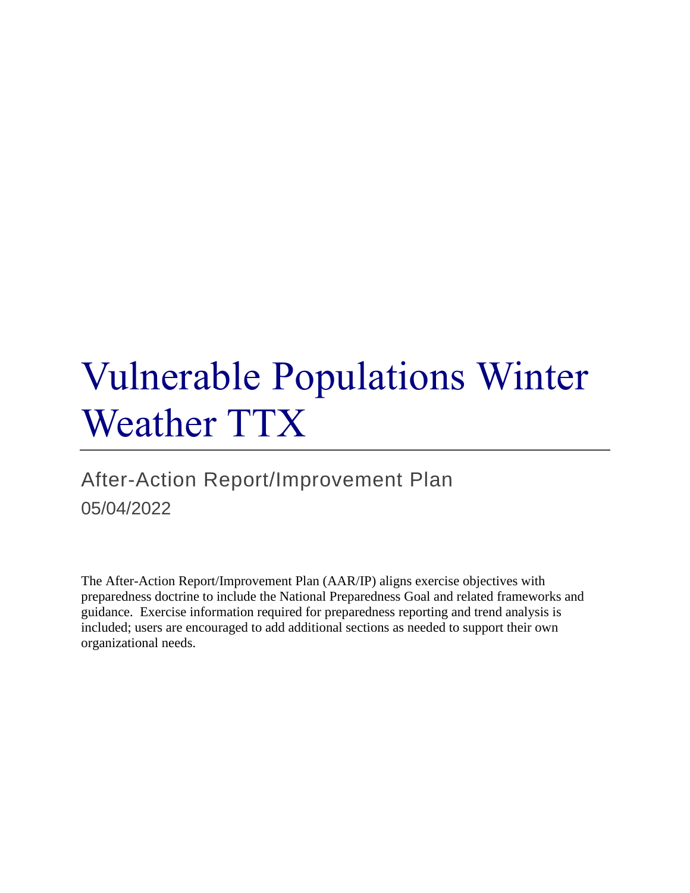# Vulnerable Populations Winter Weather TTX

After-Action Report/Improvement Plan

05/04/2022

The After-Action Report/Improvement Plan (AAR/IP) aligns exercise objectives with preparedness doctrine to include the National Preparedness Goal and related frameworks and guidance. Exercise information required for preparedness reporting and trend analysis is included; users are encouraged to add additional sections as needed to support their own organizational needs.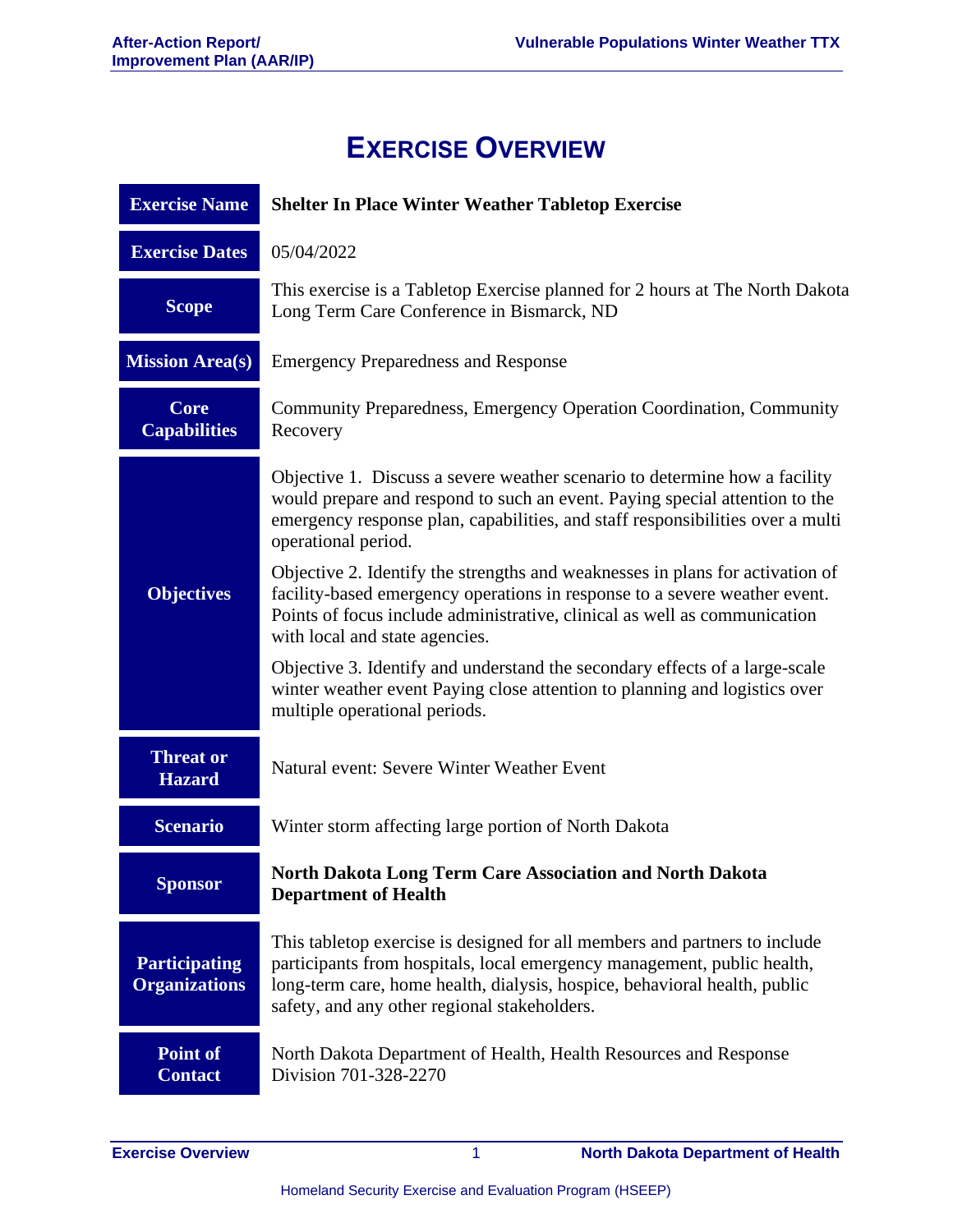# Exercise Overview

| | |
|---|---|
| **Exercise Name** | **Shelter In Place Winter Weather Tabletop Exercise** |
| **Exercise Dates** | 05/04/2022 |
| **Scope** | This exercise is a Tabletop Exercise planned for 2 hours at The North Dakota Long Term Care Conference in Bismarck, ND |
| **Mission Area(s)** | Emergency Preparedness and Response |
| **Core Capabilities** | Community Preparedness, Emergency Operation Coordination, Community Recovery |
| **Objectives** | Objective 1. Discuss a severe weather scenario to determine how a facility would prepare and respond to such an event. Paying special attention to the emergency response plan, capabilities, and staff responsibilities over a multi operational period.<br><br>Objective 2. Identify the strengths and weaknesses in plans for activation of facility-based emergency operations in response to a severe weather event. Points of focus include administrative, clinical as well as communication with local and state agencies.<br><br>Objective 3. Identify and understand the secondary effects of a large-scale winter weather event Paying close attention to planning and logistics over multiple operational periods. |
| **Threat or Hazard** | Natural event: Severe Winter Weather Event |
| **Scenario** | Winter storm affecting large portion of North Dakota |
| **Sponsor** | **North Dakota Long Term Care Association and North Dakota Department of Health** |
| **Participating Organizations** | This tabletop exercise is designed for all members and partners to include participants from hospitals, local emergency management, public health, long-term care, home health, dialysis, hospice, behavioral health, public safety, and any other regional stakeholders. |
| **Point of Contact** | North Dakota Department of Health, Health Resources and Response Division 701-328-2270 |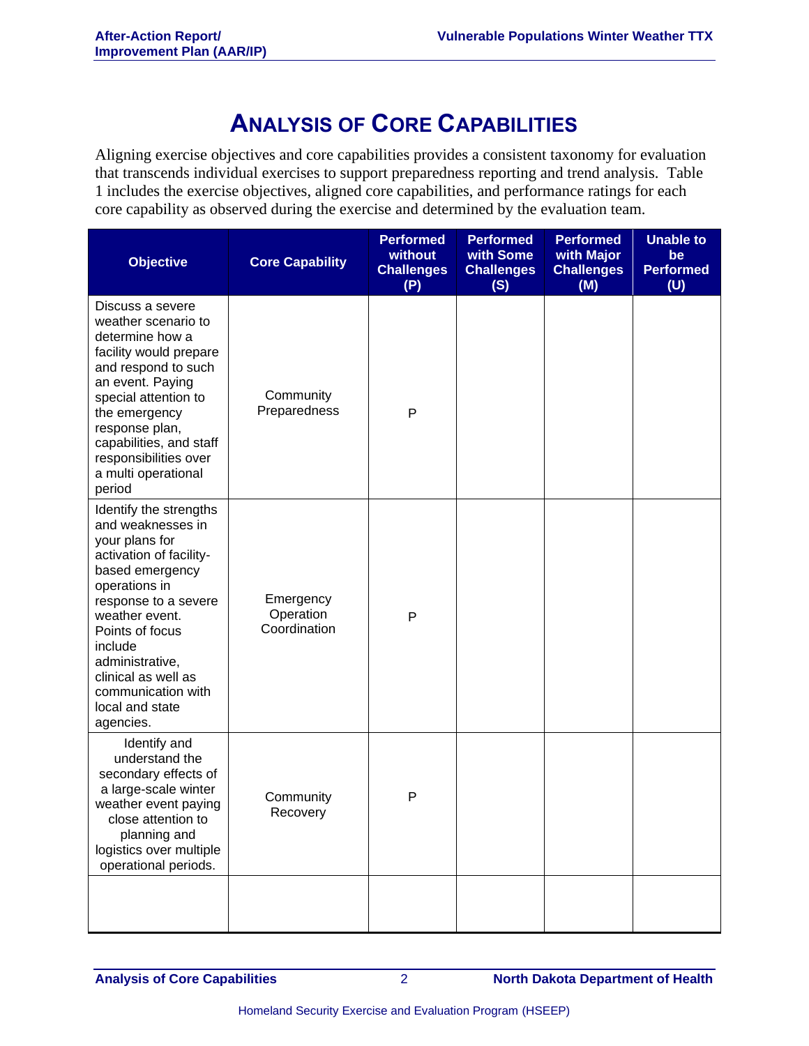# ANALYSIS OF CORE CAPABILITIES

Aligning exercise objectives and core capabilities provides a consistent taxonomy for evaluation that transcends individual exercises to support preparedness reporting and trend analysis. Table 1 includes the exercise objectives, aligned core capabilities, and performance ratings for each core capability as observed during the exercise and determined by the evaluation team.

| Objective | Core Capability | Performed without Challenges (P) | Performed with Some Challenges (S) | Performed with Major Challenges (M) | Unable to be Performed (U) |
|---|---|---|---|---|---|
| Discuss a severe weather scenario to determine how a facility would prepare and respond to such an event. Paying special attention to the emergency response plan, capabilities, and staff responsibilities over a multi operational period | Community Preparedness | P | | | |
| Identify the strengths and weaknesses in your plans for activation of facility-based emergency operations in response to a severe weather event. Points of focus include administrative, clinical as well as communication with local and state agencies. | Emergency Operation Coordination | P | | | |
| Identify and understand the secondary effects of a large-scale winter weather event paying close attention to planning and logistics over multiple operational periods. | Community Recovery | P | | | |
| | | | | | |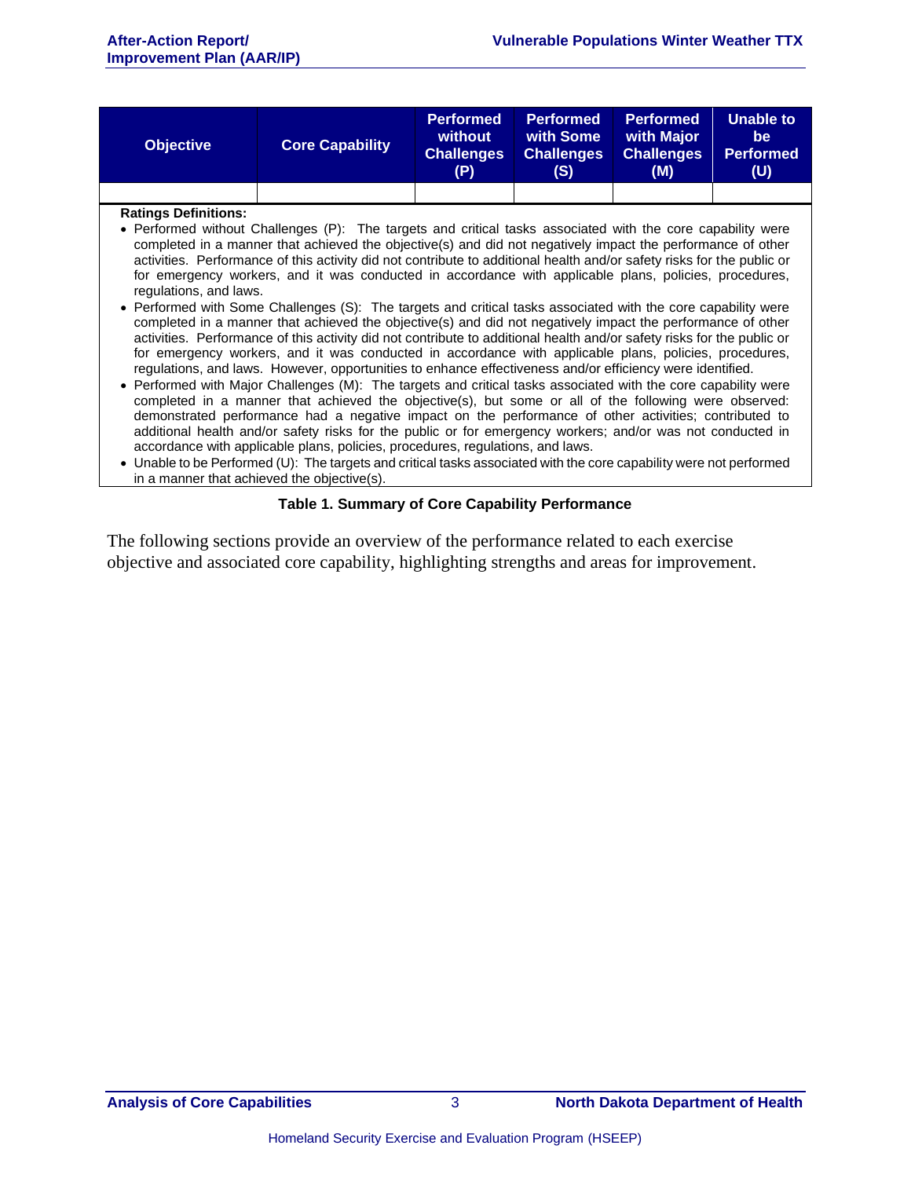| Objective | Core Capability | Performed without Challenges (P) | Performed with Some Challenges (S) | Performed with Major Challenges (M) | Unable to be Performed (U) |
|---|---|---|---|---|---|
| | | | | | |

**Ratings Definitions:**

- Performed without Challenges (P): The targets and critical tasks associated with the core capability were completed in a manner that achieved the objective(s) and did not negatively impact the performance of other activities. Performance of this activity did not contribute to additional health and/or safety risks for the public or for emergency workers, and it was conducted in accordance with applicable plans, policies, procedures, regulations, and laws.
- Performed with Some Challenges (S): The targets and critical tasks associated with the core capability were completed in a manner that achieved the objective(s) and did not negatively impact the performance of other activities. Performance of this activity did not contribute to additional health and/or safety risks for the public or for emergency workers, and it was conducted in accordance with applicable plans, policies, procedures, regulations, and laws. However, opportunities to enhance effectiveness and/or efficiency were identified.
- Performed with Major Challenges (M): The targets and critical tasks associated with the core capability were completed in a manner that achieved the objective(s), but some or all of the following were observed: demonstrated performance had a negative impact on the performance of other activities; contributed to additional health and/or safety risks for the public or for emergency workers; and/or was not conducted in accordance with applicable plans, policies, procedures, regulations, and laws.
- Unable to be Performed (U): The targets and critical tasks associated with the core capability were not performed in a manner that achieved the objective(s).

**Table 1. Summary of Core Capability Performance**

The following sections provide an overview of the performance related to each exercise objective and associated core capability, highlighting strengths and areas for improvement.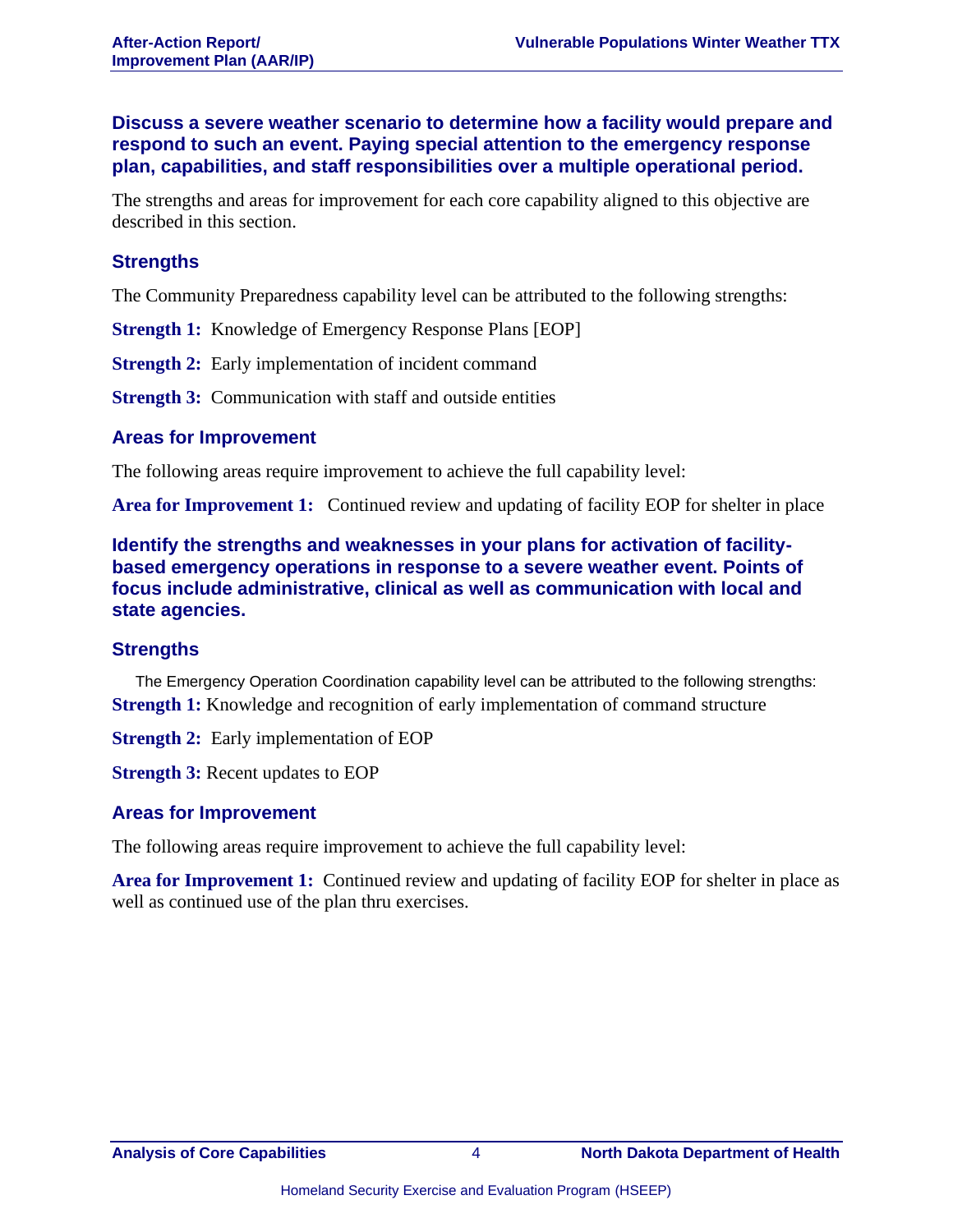### Discuss a severe weather scenario to determine how a facility would prepare and respond to such an event. Paying special attention to the emergency response plan, capabilities, and staff responsibilities over a multiple operational period.

The strengths and areas for improvement for each core capability aligned to this objective are described in this section.

#### Strengths

The Community Preparedness capability level can be attributed to the following strengths:

**Strength 1:** Knowledge of Emergency Response Plans [EOP]

**Strength 2:** Early implementation of incident command

**Strength 3:** Communication with staff and outside entities

#### Areas for Improvement

The following areas require improvement to achieve the full capability level:

**Area for Improvement 1:** Continued review and updating of facility EOP for shelter in place

### Identify the strengths and weaknesses in your plans for activation of facility-based emergency operations in response to a severe weather event. Points of focus include administrative, clinical as well as communication with local and state agencies.

#### Strengths

The Emergency Operation Coordination capability level can be attributed to the following strengths:

**Strength 1:** Knowledge and recognition of early implementation of command structure

**Strength 2:** Early implementation of EOP

**Strength 3:** Recent updates to EOP

#### Areas for Improvement

The following areas require improvement to achieve the full capability level:

**Area for Improvement 1:** Continued review and updating of facility EOP for shelter in place as well as continued use of the plan thru exercises.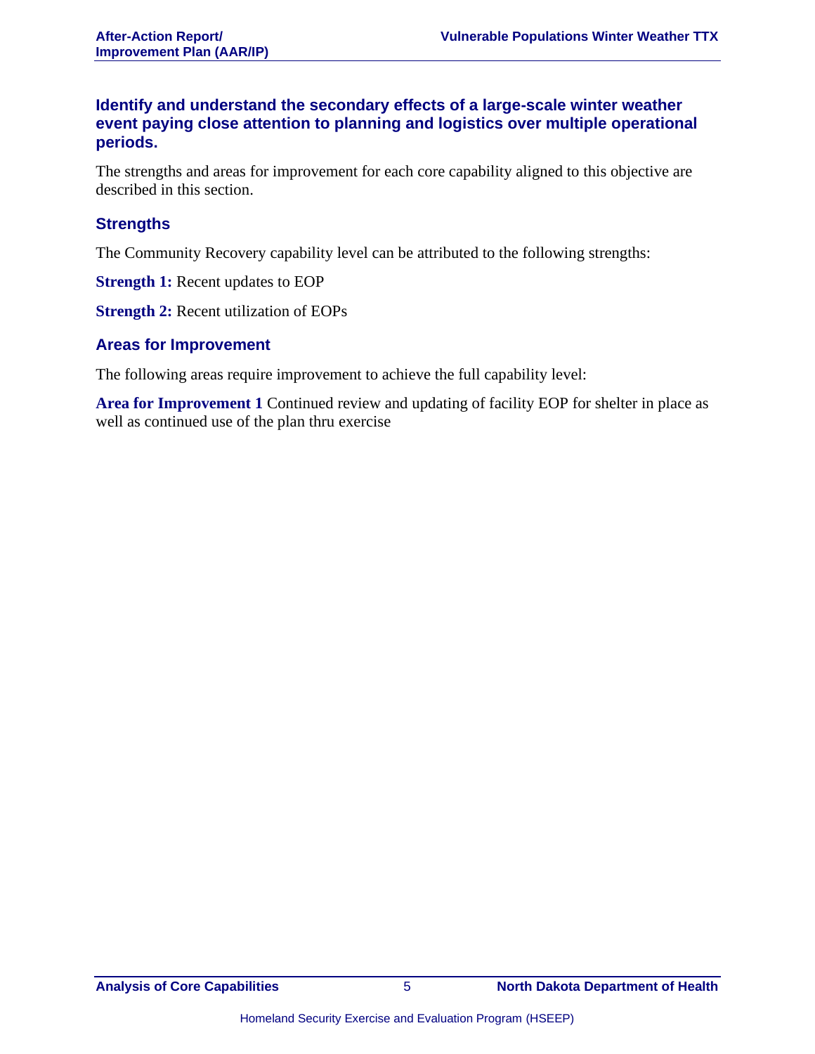### Identify and understand the secondary effects of a large-scale winter weather event paying close attention to planning and logistics over multiple operational periods.

The strengths and areas for improvement for each core capability aligned to this objective are described in this section.

#### Strengths

The Community Recovery capability level can be attributed to the following strengths:

**Strength 1:** Recent updates to EOP

**Strength 2:** Recent utilization of EOPs

#### Areas for Improvement

The following areas require improvement to achieve the full capability level:

**Area for Improvement 1** Continued review and updating of facility EOP for shelter in place as well as continued use of the plan thru exercise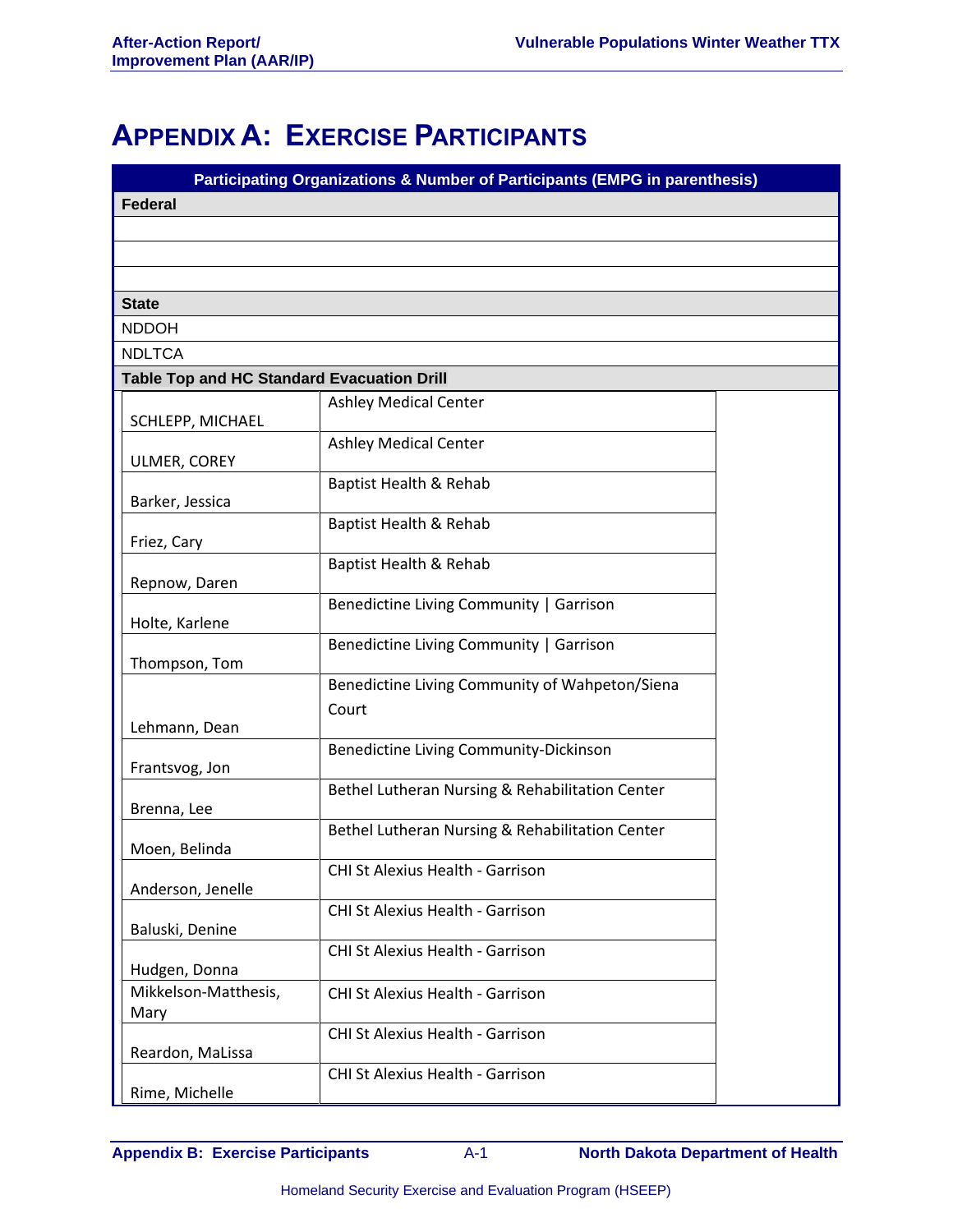# APPENDIX A: EXERCISE PARTICIPANTS

| Participating Organizations & Number of Participants (EMPG in parenthesis) | | |
|---|---|---|
| **Federal** | | |
| | | |
| | | |
| | | |
| **State** | | |
| NDDOH | | |
| NDLTCA | | |
| **Table Top and HC Standard Evacuation Drill** | | |
| SCHLEPP, MICHAEL | Ashley Medical Center | |
| ULMER, COREY | Ashley Medical Center | |
| Barker, Jessica | Baptist Health & Rehab | |
| Friez, Cary | Baptist Health & Rehab | |
| Repnow, Daren | Baptist Health & Rehab | |
| Holte, Karlene | Benedictine Living Community \| Garrison | |
| Thompson, Tom | Benedictine Living Community \| Garrison | |
| Lehmann, Dean | Benedictine Living Community of Wahpeton/Siena Court | |
| Frantsvog, Jon | Benedictine Living Community-Dickinson | |
| Brenna, Lee | Bethel Lutheran Nursing & Rehabilitation Center | |
| Moen, Belinda | Bethel Lutheran Nursing & Rehabilitation Center | |
| Anderson, Jenelle | CHI St Alexius Health - Garrison | |
| Baluski, Denine | CHI St Alexius Health - Garrison | |
| Hudgen, Donna | CHI St Alexius Health - Garrison | |
| Mikkelson-Matthesis, Mary | CHI St Alexius Health - Garrison | |
| Reardon, MaLissa | CHI St Alexius Health - Garrison | |
| Rime, Michelle | CHI St Alexius Health - Garrison | |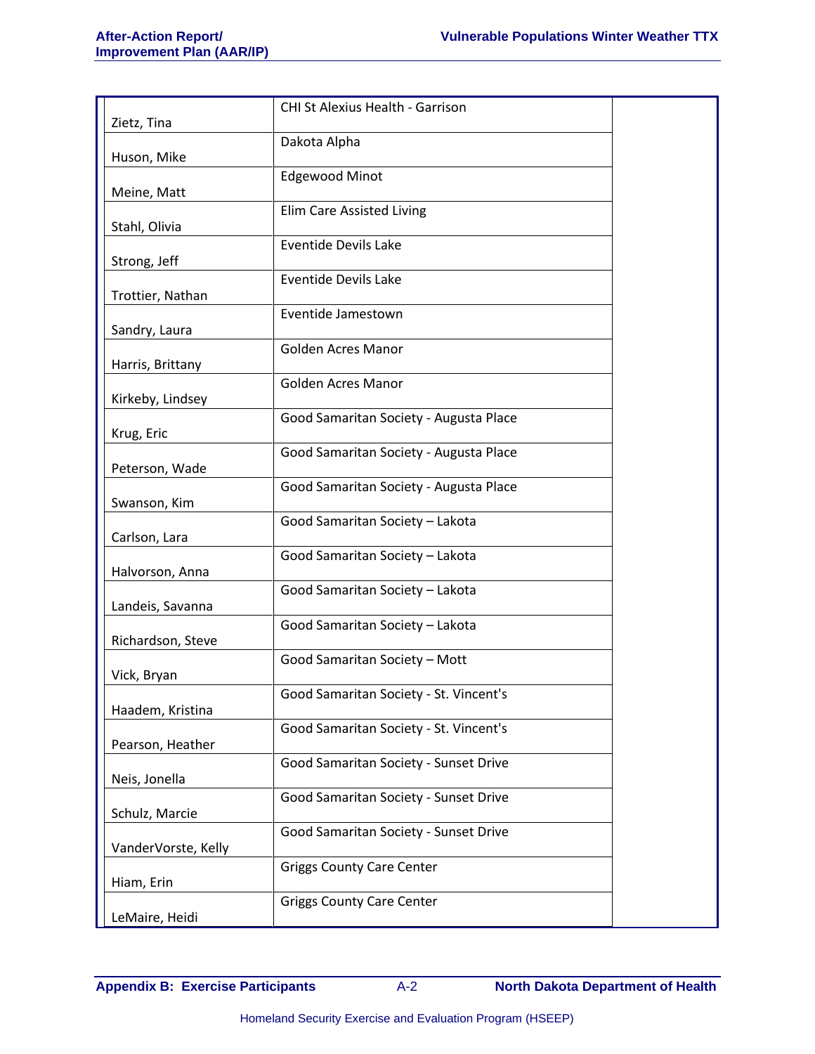| | | |
|---|---|---|
| Zietz, Tina | CHI St Alexius Health - Garrison | |
| Huson, Mike | Dakota Alpha | |
| Meine, Matt | Edgewood Minot | |
| Stahl, Olivia | Elim Care Assisted Living | |
| Strong, Jeff | Eventide Devils Lake | |
| Trottier, Nathan | Eventide Devils Lake | |
| Sandry, Laura | Eventide Jamestown | |
| Harris, Brittany | Golden Acres Manor | |
| Kirkeby, Lindsey | Golden Acres Manor | |
| Krug, Eric | Good Samaritan Society - Augusta Place | |
| Peterson, Wade | Good Samaritan Society - Augusta Place | |
| Swanson, Kim | Good Samaritan Society - Augusta Place | |
| Carlson, Lara | Good Samaritan Society – Lakota | |
| Halvorson, Anna | Good Samaritan Society – Lakota | |
| Landeis, Savanna | Good Samaritan Society – Lakota | |
| Richardson, Steve | Good Samaritan Society – Lakota | |
| Vick, Bryan | Good Samaritan Society – Mott | |
| Haadem, Kristina | Good Samaritan Society - St. Vincent's | |
| Pearson, Heather | Good Samaritan Society - St. Vincent's | |
| Neis, Jonella | Good Samaritan Society - Sunset Drive | |
| Schulz, Marcie | Good Samaritan Society - Sunset Drive | |
| VanderVorste, Kelly | Good Samaritan Society - Sunset Drive | |
| Hiam, Erin | Griggs County Care Center | |
| LeMaire, Heidi | Griggs County Care Center | |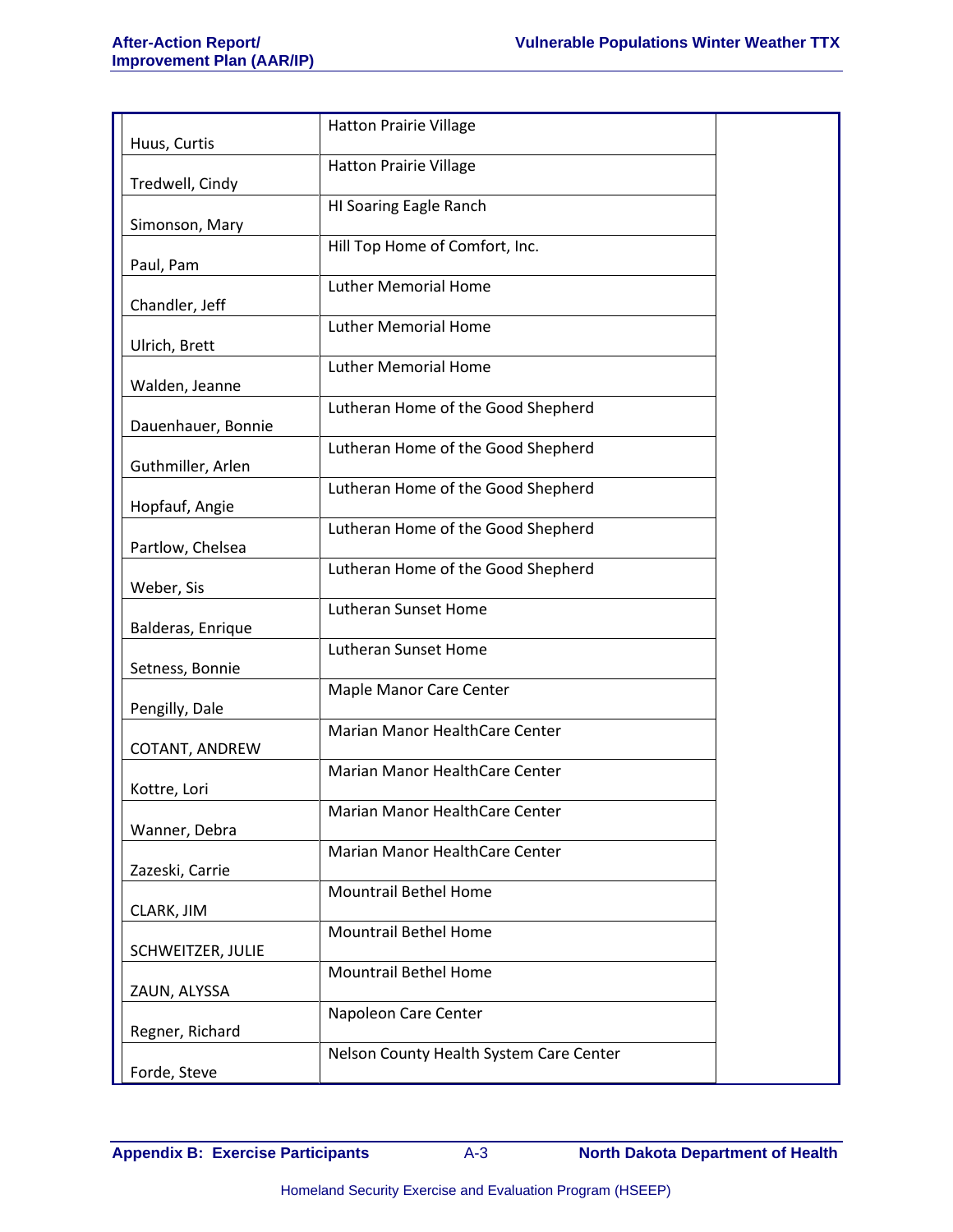| | | |
|---|---|---|
| Huus, Curtis | Hatton Prairie Village | |
| Tredwell, Cindy | Hatton Prairie Village | |
| Simonson, Mary | HI Soaring Eagle Ranch | |
| Paul, Pam | Hill Top Home of Comfort, Inc. | |
| Chandler, Jeff | Luther Memorial Home | |
| Ulrich, Brett | Luther Memorial Home | |
| Walden, Jeanne | Luther Memorial Home | |
| Dauenhauer, Bonnie | Lutheran Home of the Good Shepherd | |
| Guthmiller, Arlen | Lutheran Home of the Good Shepherd | |
| Hopfauf, Angie | Lutheran Home of the Good Shepherd | |
| Partlow, Chelsea | Lutheran Home of the Good Shepherd | |
| Weber, Sis | Lutheran Home of the Good Shepherd | |
| Balderas, Enrique | Lutheran Sunset Home | |
| Setness, Bonnie | Lutheran Sunset Home | |
| Pengilly, Dale | Maple Manor Care Center | |
| COTANT, ANDREW | Marian Manor HealthCare Center | |
| Kottre, Lori | Marian Manor HealthCare Center | |
| Wanner, Debra | Marian Manor HealthCare Center | |
| Zazeski, Carrie | Marian Manor HealthCare Center | |
| CLARK, JIM | Mountrail Bethel Home | |
| SCHWEITZER, JULIE | Mountrail Bethel Home | |
| ZAUN, ALYSSA | Mountrail Bethel Home | |
| Regner, Richard | Napoleon Care Center | |
| Forde, Steve | Nelson County Health System Care Center | |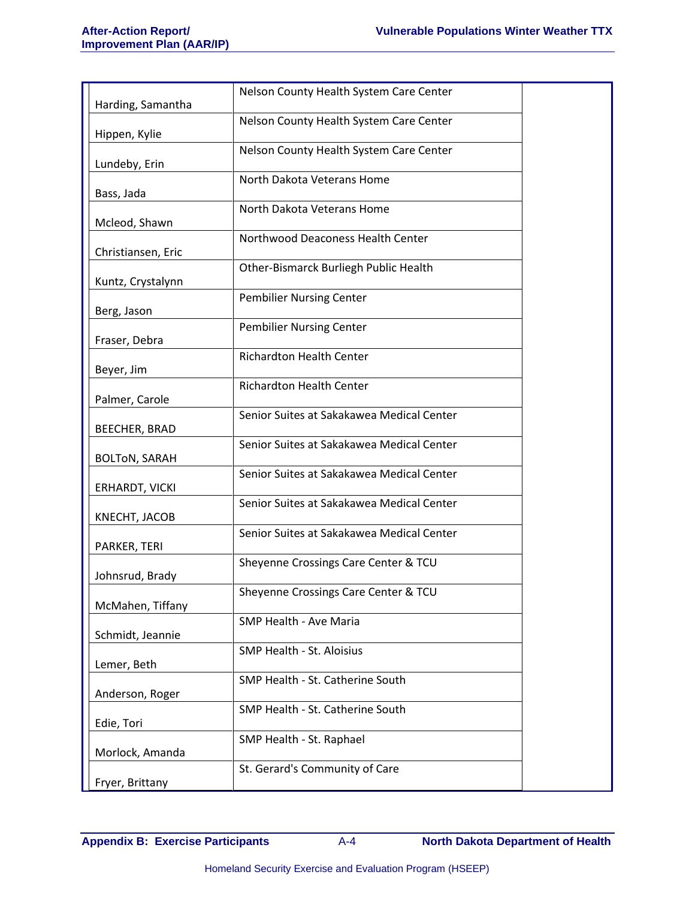| | | |
|---|---|---|
| Harding, Samantha | Nelson County Health System Care Center | |
| Hippen, Kylie | Nelson County Health System Care Center | |
| Lundeby, Erin | Nelson County Health System Care Center | |
| Bass, Jada | North Dakota Veterans Home | |
| Mcleod, Shawn | North Dakota Veterans Home | |
| Christiansen, Eric | Northwood Deaconess Health Center | |
| Kuntz, Crystalynn | Other-Bismarck Burliegh Public Health | |
| Berg, Jason | Pembilier Nursing Center | |
| Fraser, Debra | Pembilier Nursing Center | |
| Beyer, Jim | Richardton Health Center | |
| Palmer, Carole | Richardton Health Center | |
| BEECHER, BRAD | Senior Suites at Sakakawea Medical Center | |
| BOLToN, SARAH | Senior Suites at Sakakawea Medical Center | |
| ERHARDT, VICKI | Senior Suites at Sakakawea Medical Center | |
| KNECHT, JACOB | Senior Suites at Sakakawea Medical Center | |
| PARKER, TERI | Senior Suites at Sakakawea Medical Center | |
| Johnsrud, Brady | Sheyenne Crossings Care Center & TCU | |
| McMahen, Tiffany | Sheyenne Crossings Care Center & TCU | |
| Schmidt, Jeannie | SMP Health - Ave Maria | |
| Lemer, Beth | SMP Health - St. Aloisius | |
| Anderson, Roger | SMP Health - St. Catherine South | |
| Edie, Tori | SMP Health - St. Catherine South | |
| Morlock, Amanda | SMP Health - St. Raphael | |
| Fryer, Brittany | St. Gerard's Community of Care | |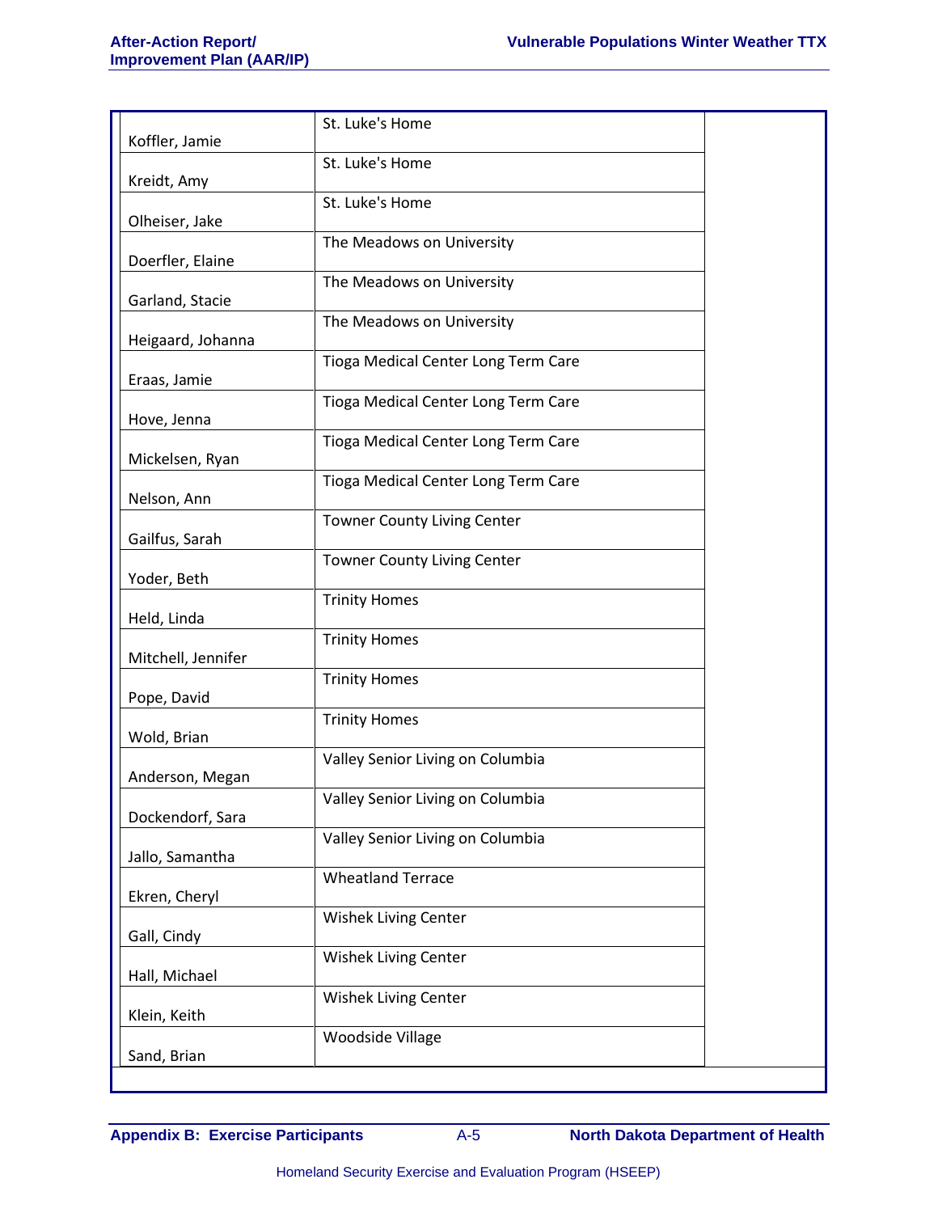| | | |
|---|---|---|
| Koffler, Jamie | St. Luke's Home | |
| Kreidt, Amy | St. Luke's Home | |
| Olheiser, Jake | St. Luke's Home | |
| Doerfler, Elaine | The Meadows on University | |
| Garland, Stacie | The Meadows on University | |
| Heigaard, Johanna | The Meadows on University | |
| Eraas, Jamie | Tioga Medical Center Long Term Care | |
| Hove, Jenna | Tioga Medical Center Long Term Care | |
| Mickelsen, Ryan | Tioga Medical Center Long Term Care | |
| Nelson, Ann | Tioga Medical Center Long Term Care | |
| Gailfus, Sarah | Towner County Living Center | |
| Yoder, Beth | Towner County Living Center | |
| Held, Linda | Trinity Homes | |
| Mitchell, Jennifer | Trinity Homes | |
| Pope, David | Trinity Homes | |
| Wold, Brian | Trinity Homes | |
| Anderson, Megan | Valley Senior Living on Columbia | |
| Dockendorf, Sara | Valley Senior Living on Columbia | |
| Jallo, Samantha | Valley Senior Living on Columbia | |
| Ekren, Cheryl | Wheatland Terrace | |
| Gall, Cindy | Wishek Living Center | |
| Hall, Michael | Wishek Living Center | |
| Klein, Keith | Wishek Living Center | |
| Sand, Brian | Woodside Village | |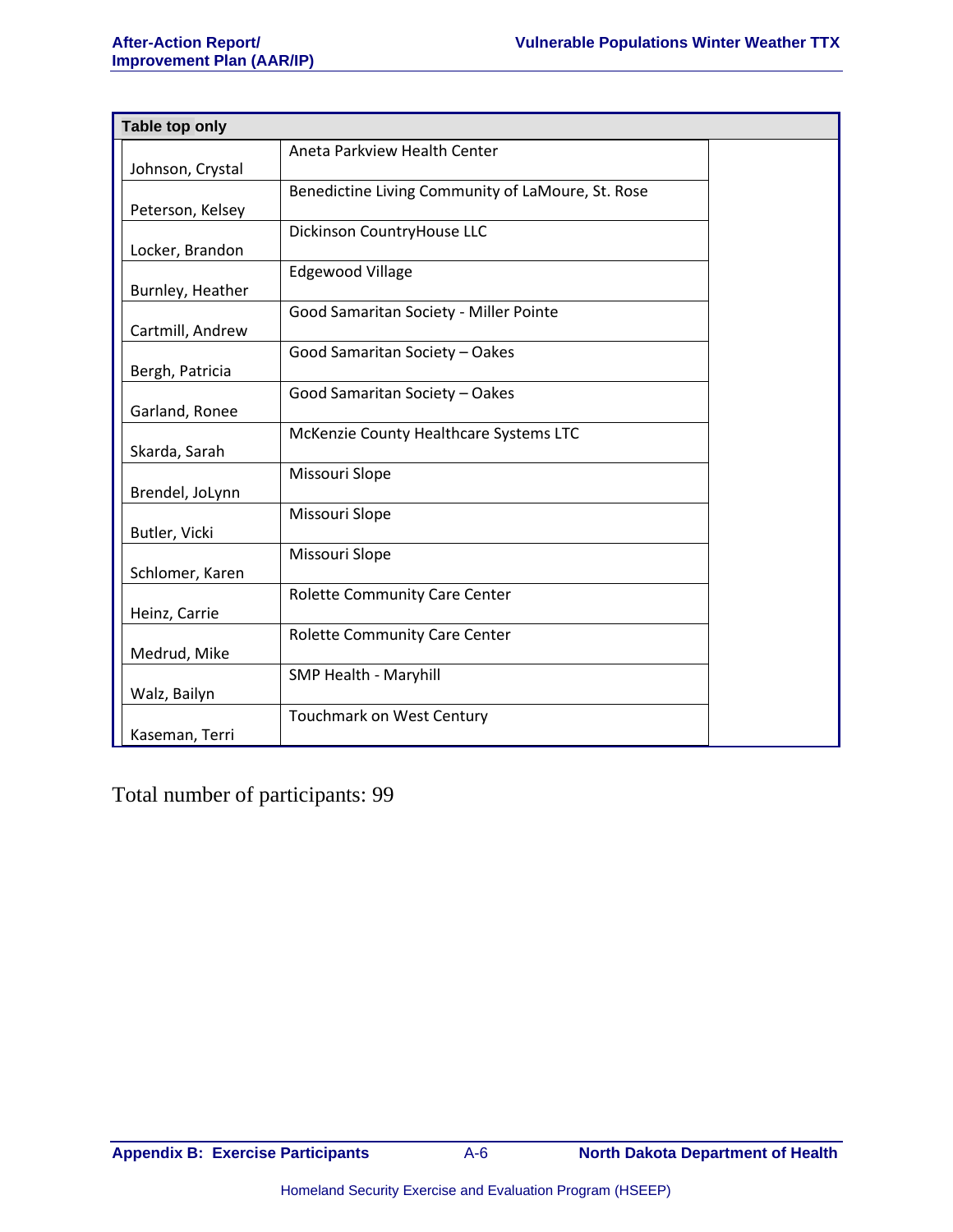**Table top only**

| | | |
|---|---|---|
| Johnson, Crystal | Aneta Parkview Health Center | |
| Peterson, Kelsey | Benedictine Living Community of LaMoure, St. Rose | |
| Locker, Brandon | Dickinson CountryHouse LLC | |
| Burnley, Heather | Edgewood Village | |
| Cartmill, Andrew | Good Samaritan Society - Miller Pointe | |
| Bergh, Patricia | Good Samaritan Society – Oakes | |
| Garland, Ronee | Good Samaritan Society – Oakes | |
| Skarda, Sarah | McKenzie County Healthcare Systems LTC | |
| Brendel, JoLynn | Missouri Slope | |
| Butler, Vicki | Missouri Slope | |
| Schlomer, Karen | Missouri Slope | |
| Heinz, Carrie | Rolette Community Care Center | |
| Medrud, Mike | Rolette Community Care Center | |
| Walz, Bailyn | SMP Health - Maryhill | |
| Kaseman, Terri | Touchmark on West Century | |

Total number of participants: 99